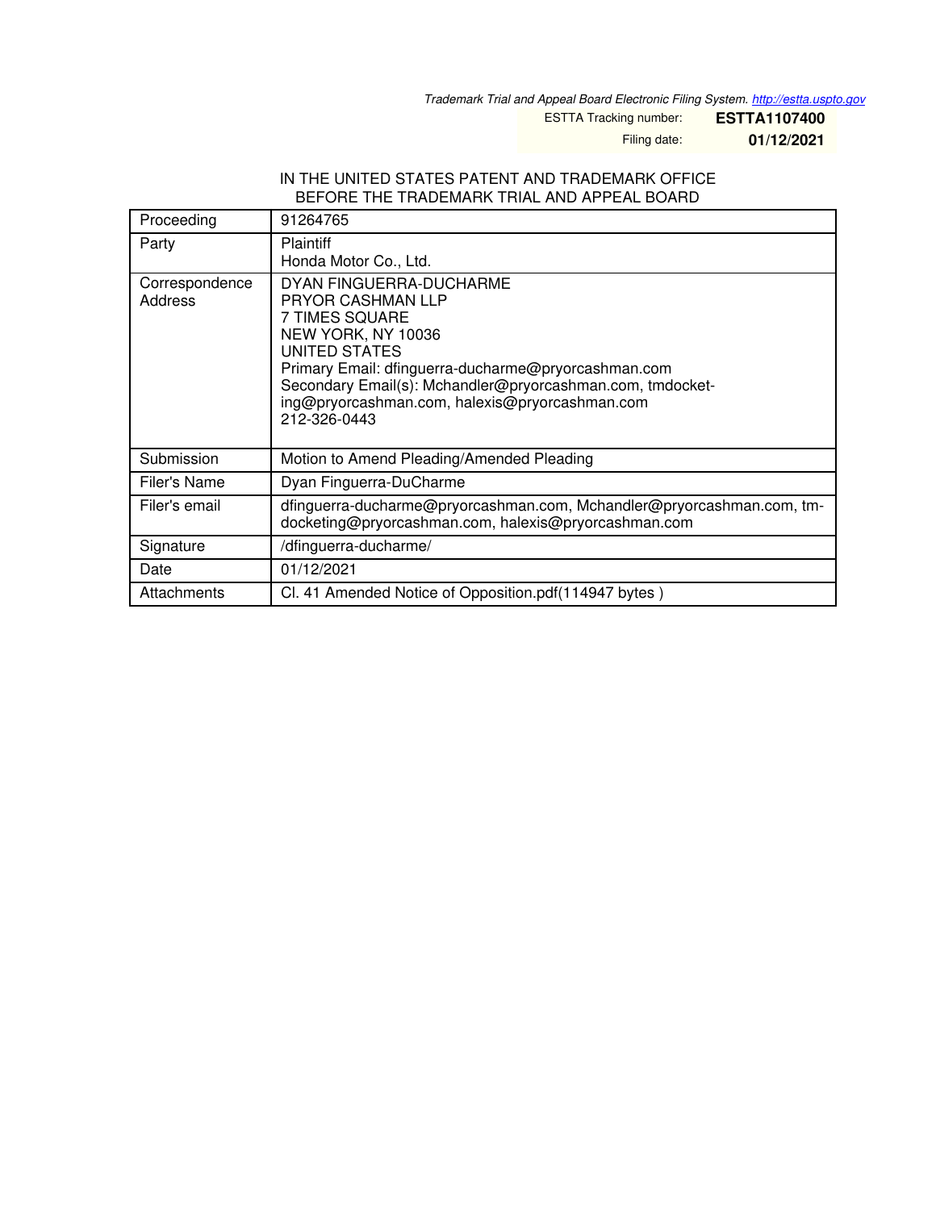*Trademark Trial and Appeal Board Electronic Filing System. http://estta.uspto.gov*

ESTTA Tracking number: **ESTTA1107400**

Filing date: **01/12/2021**

IN THE UNITED STATES PATENT AND TRADEMARK OFFICE
BEFORE THE TRADEMARK TRIAL AND APPEAL BOARD

| | |
|---|---|
| Proceeding | 91264765 |
| Party | Plaintiff<br>Honda Motor Co., Ltd. |
| Correspondence Address | DYAN FINGUERRA-DUCHARME<br>PRYOR CASHMAN LLP<br>7 TIMES SQUARE<br>NEW YORK, NY 10036<br>UNITED STATES<br>Primary Email: dfinguerra-ducharme@pryorcashman.com<br>Secondary Email(s): Mchandler@pryorcashman.com, tmdocketing@pryorcashman.com, halexis@pryorcashman.com<br>212-326-0443 |
| Submission | Motion to Amend Pleading/Amended Pleading |
| Filer's Name | Dyan Finguerra-DuCharme |
| Filer's email | dfinguerra-ducharme@pryorcashman.com, Mchandler@pryorcashman.com, tmdocketing@pryorcashman.com, halexis@pryorcashman.com |
| Signature | /dfinguerra-ducharme/ |
| Date | 01/12/2021 |
| Attachments | Cl. 41 Amended Notice of Opposition.pdf(114947 bytes ) |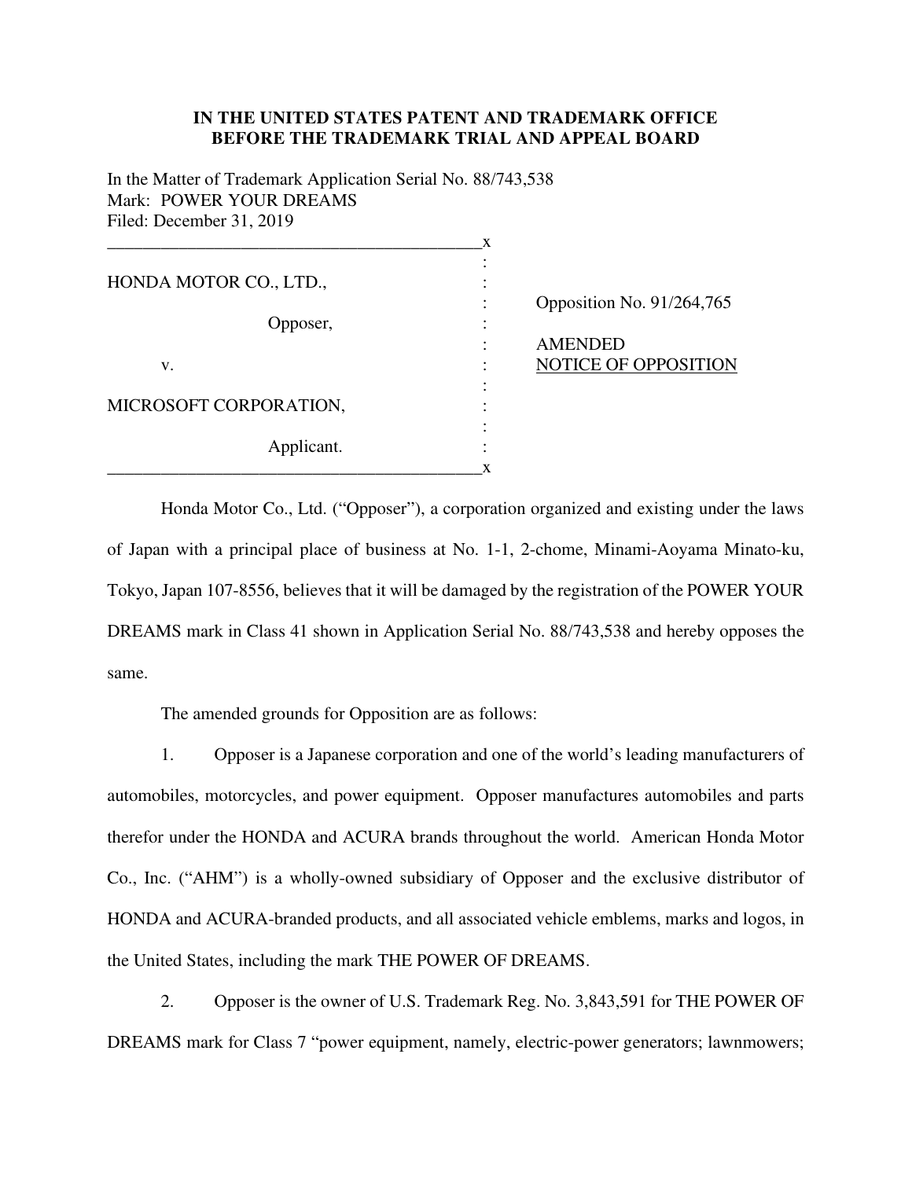**IN THE UNITED STATES PATENT AND TRADEMARK OFFICE**
**BEFORE THE TRADEMARK TRIAL AND APPEAL BOARD**

In the Matter of Trademark Application Serial No. 88/743,538
Mark: POWER YOUR DREAMS
Filed: December 31, 2019

| | |
|---|---|
| HONDA MOTOR CO., LTD., | Opposition No. 91/264,765 |
| Opposer, | |
| v. | AMENDED NOTICE OF OPPOSITION |
| MICROSOFT CORPORATION, | |
| Applicant. | |

Honda Motor Co., Ltd. ("Opposer"), a corporation organized and existing under the laws of Japan with a principal place of business at No. 1-1, 2-chome, Minami-Aoyama Minato-ku, Tokyo, Japan 107-8556, believes that it will be damaged by the registration of the POWER YOUR DREAMS mark in Class 41 shown in Application Serial No. 88/743,538 and hereby opposes the same.

The amended grounds for Opposition are as follows:

1. Opposer is a Japanese corporation and one of the world's leading manufacturers of automobiles, motorcycles, and power equipment. Opposer manufactures automobiles and parts therefor under the HONDA and ACURA brands throughout the world. American Honda Motor Co., Inc. ("AHM") is a wholly-owned subsidiary of Opposer and the exclusive distributor of HONDA and ACURA-branded products, and all associated vehicle emblems, marks and logos, in the United States, including the mark THE POWER OF DREAMS.

2. Opposer is the owner of U.S. Trademark Reg. No. 3,843,591 for THE POWER OF DREAMS mark for Class 7 "power equipment, namely, electric-power generators; lawnmowers;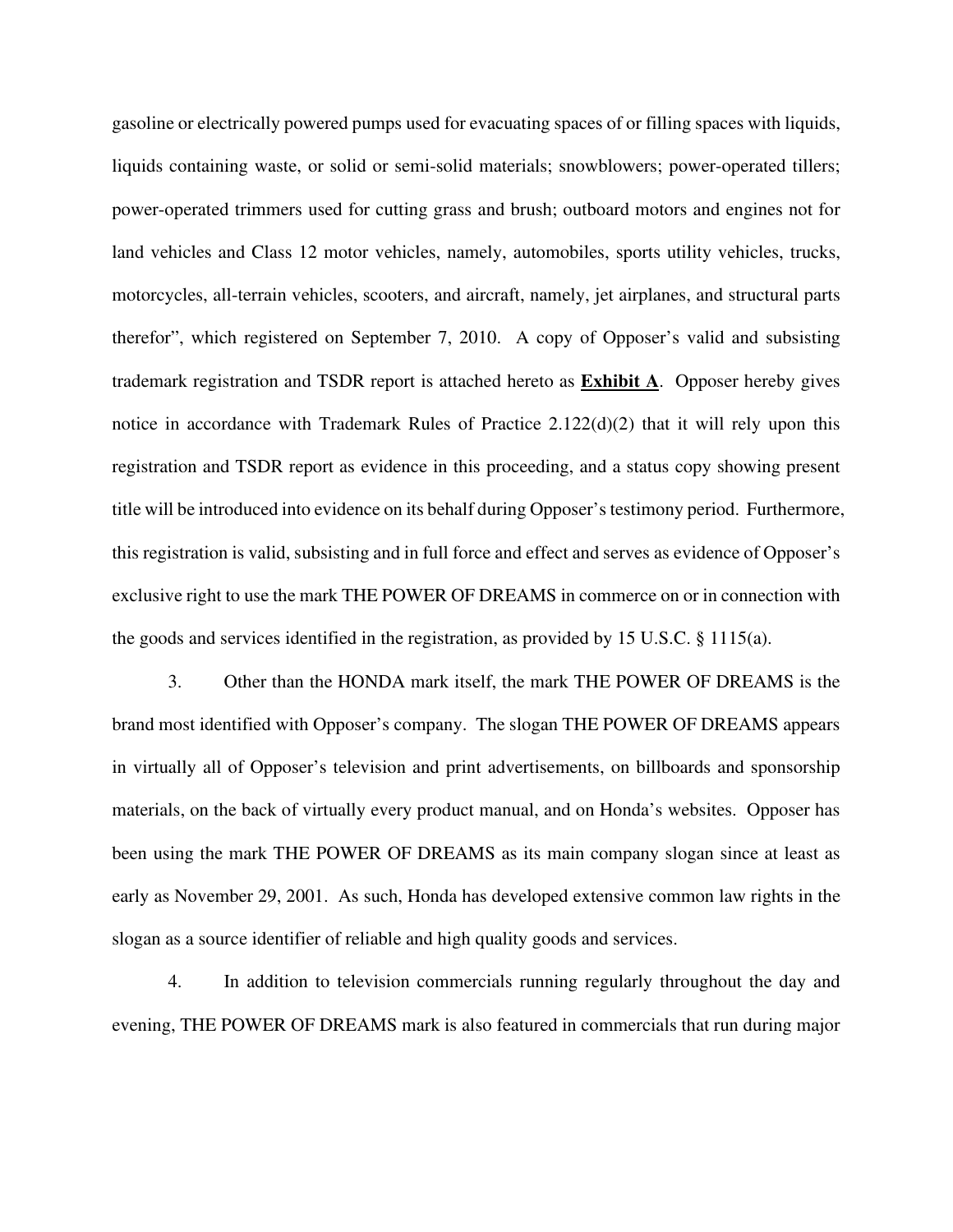gasoline or electrically powered pumps used for evacuating spaces of or filling spaces with liquids, liquids containing waste, or solid or semi-solid materials; snowblowers; power-operated tillers; power-operated trimmers used for cutting grass and brush; outboard motors and engines not for land vehicles and Class 12 motor vehicles, namely, automobiles, sports utility vehicles, trucks, motorcycles, all-terrain vehicles, scooters, and aircraft, namely, jet airplanes, and structural parts therefor", which registered on September 7, 2010. A copy of Opposer's valid and subsisting trademark registration and TSDR report is attached hereto as **Exhibit A**. Opposer hereby gives notice in accordance with Trademark Rules of Practice 2.122(d)(2) that it will rely upon this registration and TSDR report as evidence in this proceeding, and a status copy showing present title will be introduced into evidence on its behalf during Opposer's testimony period. Furthermore, this registration is valid, subsisting and in full force and effect and serves as evidence of Opposer's exclusive right to use the mark THE POWER OF DREAMS in commerce on or in connection with the goods and services identified in the registration, as provided by 15 U.S.C. § 1115(a).

3. Other than the HONDA mark itself, the mark THE POWER OF DREAMS is the brand most identified with Opposer's company. The slogan THE POWER OF DREAMS appears in virtually all of Opposer's television and print advertisements, on billboards and sponsorship materials, on the back of virtually every product manual, and on Honda's websites. Opposer has been using the mark THE POWER OF DREAMS as its main company slogan since at least as early as November 29, 2001. As such, Honda has developed extensive common law rights in the slogan as a source identifier of reliable and high quality goods and services.

4. In addition to television commercials running regularly throughout the day and evening, THE POWER OF DREAMS mark is also featured in commercials that run during major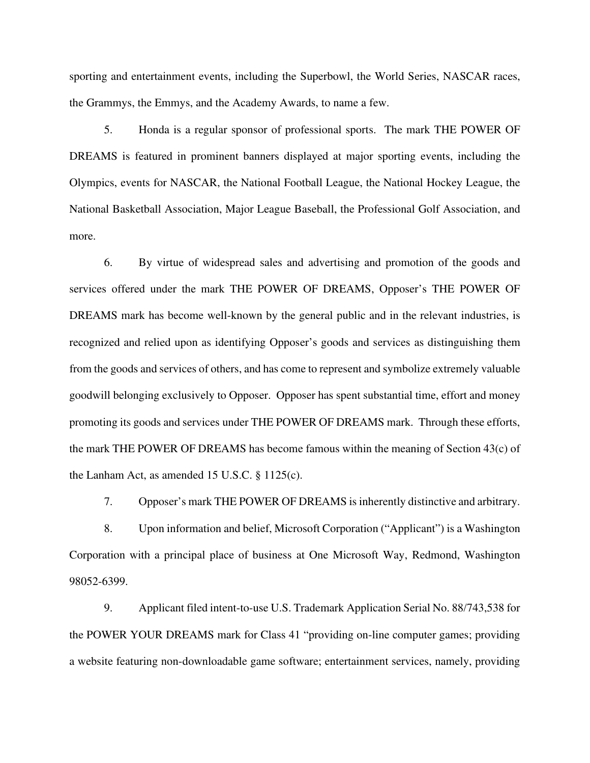sporting and entertainment events, including the Superbowl, the World Series, NASCAR races, the Grammys, the Emmys, and the Academy Awards, to name a few.

5. Honda is a regular sponsor of professional sports. The mark THE POWER OF DREAMS is featured in prominent banners displayed at major sporting events, including the Olympics, events for NASCAR, the National Football League, the National Hockey League, the National Basketball Association, Major League Baseball, the Professional Golf Association, and more.

6. By virtue of widespread sales and advertising and promotion of the goods and services offered under the mark THE POWER OF DREAMS, Opposer's THE POWER OF DREAMS mark has become well-known by the general public and in the relevant industries, is recognized and relied upon as identifying Opposer's goods and services as distinguishing them from the goods and services of others, and has come to represent and symbolize extremely valuable goodwill belonging exclusively to Opposer. Opposer has spent substantial time, effort and money promoting its goods and services under THE POWER OF DREAMS mark. Through these efforts, the mark THE POWER OF DREAMS has become famous within the meaning of Section 43(c) of the Lanham Act, as amended 15 U.S.C. § 1125(c).

7. Opposer's mark THE POWER OF DREAMS is inherently distinctive and arbitrary.

8. Upon information and belief, Microsoft Corporation ("Applicant") is a Washington Corporation with a principal place of business at One Microsoft Way, Redmond, Washington 98052-6399.

9. Applicant filed intent-to-use U.S. Trademark Application Serial No. 88/743,538 for the POWER YOUR DREAMS mark for Class 41 "providing on-line computer games; providing a website featuring non-downloadable game software; entertainment services, namely, providing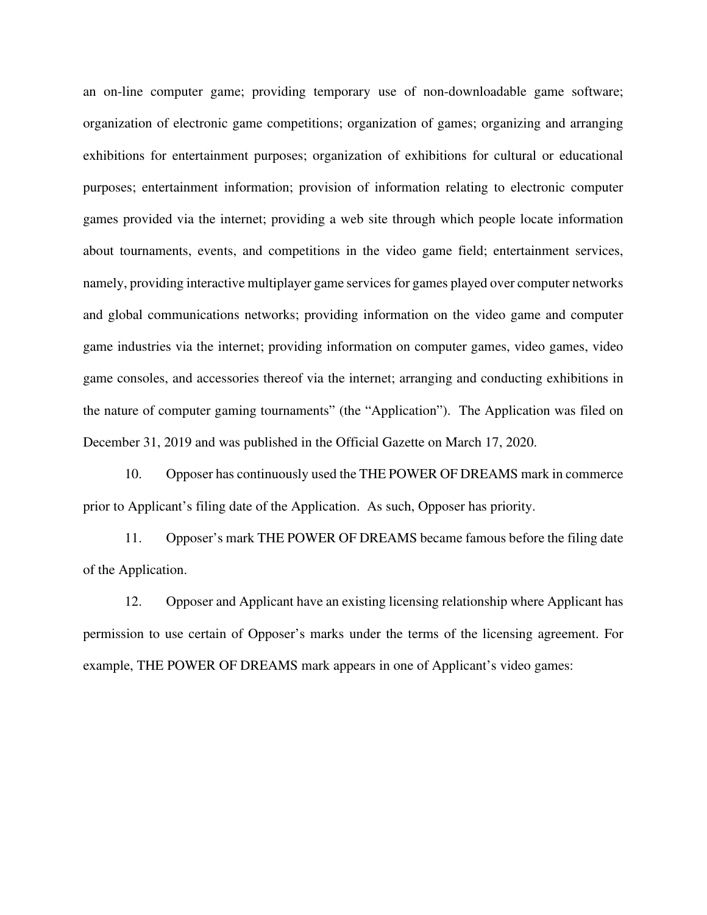an on-line computer game; providing temporary use of non-downloadable game software; organization of electronic game competitions; organization of games; organizing and arranging exhibitions for entertainment purposes; organization of exhibitions for cultural or educational purposes; entertainment information; provision of information relating to electronic computer games provided via the internet; providing a web site through which people locate information about tournaments, events, and competitions in the video game field; entertainment services, namely, providing interactive multiplayer game services for games played over computer networks and global communications networks; providing information on the video game and computer game industries via the internet; providing information on computer games, video games, video game consoles, and accessories thereof via the internet; arranging and conducting exhibitions in the nature of computer gaming tournaments" (the "Application"). The Application was filed on December 31, 2019 and was published in the Official Gazette on March 17, 2020.

10. Opposer has continuously used the THE POWER OF DREAMS mark in commerce prior to Applicant's filing date of the Application. As such, Opposer has priority.

11. Opposer's mark THE POWER OF DREAMS became famous before the filing date of the Application.

12. Opposer and Applicant have an existing licensing relationship where Applicant has permission to use certain of Opposer's marks under the terms of the licensing agreement. For example, THE POWER OF DREAMS mark appears in one of Applicant's video games: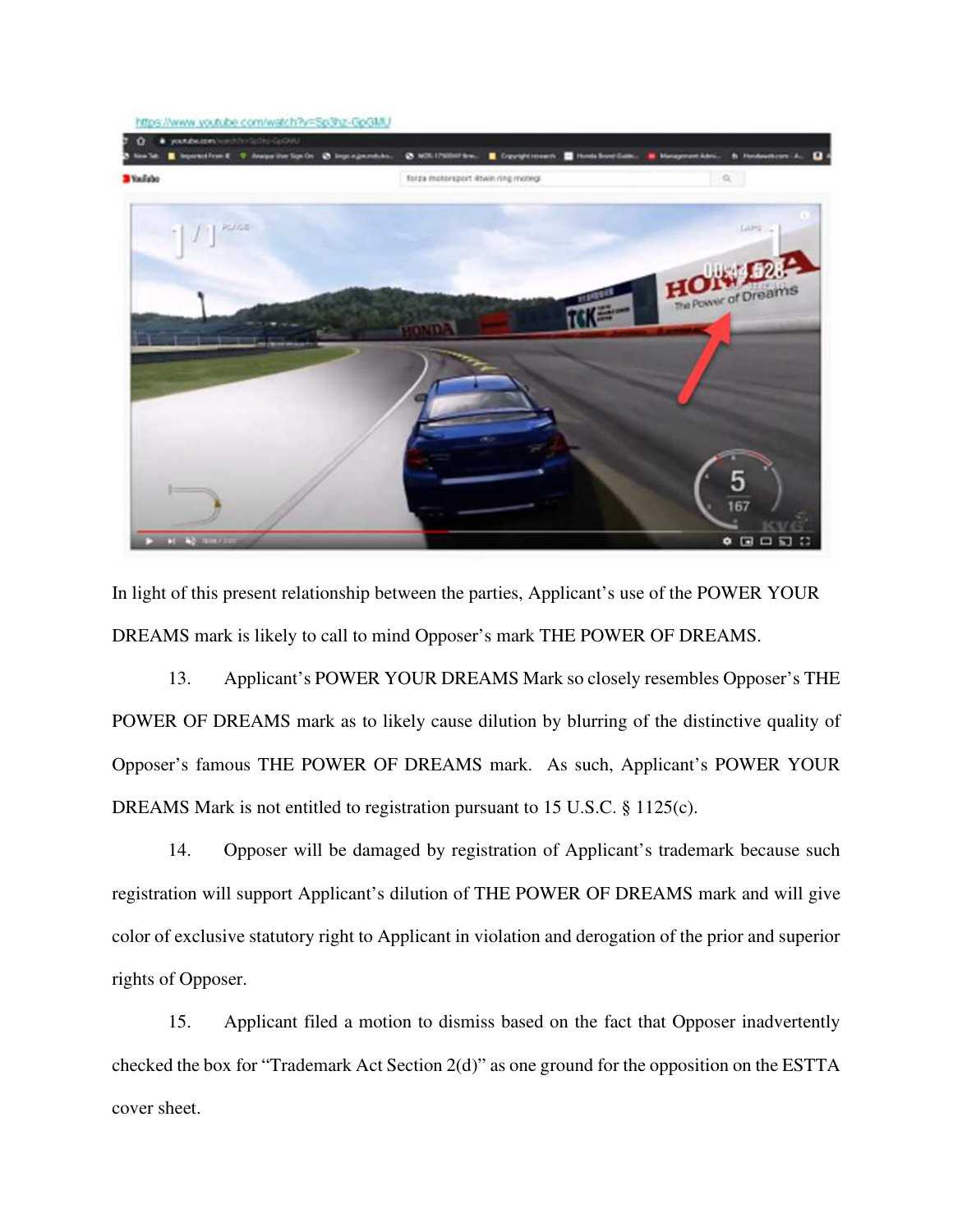https://www.youtube.com/watch?v=Sp3hz-GpGMU

In light of this present relationship between the parties, Applicant's use of the POWER YOUR DREAMS mark is likely to call to mind Opposer's mark THE POWER OF DREAMS.

13. Applicant's POWER YOUR DREAMS Mark so closely resembles Opposer's THE POWER OF DREAMS mark as to likely cause dilution by blurring of the distinctive quality of Opposer's famous THE POWER OF DREAMS mark. As such, Applicant's POWER YOUR DREAMS Mark is not entitled to registration pursuant to 15 U.S.C. § 1125(c).

14. Opposer will be damaged by registration of Applicant's trademark because such registration will support Applicant's dilution of THE POWER OF DREAMS mark and will give color of exclusive statutory right to Applicant in violation and derogation of the prior and superior rights of Opposer.

15. Applicant filed a motion to dismiss based on the fact that Opposer inadvertently checked the box for "Trademark Act Section 2(d)" as one ground for the opposition on the ESTTA cover sheet.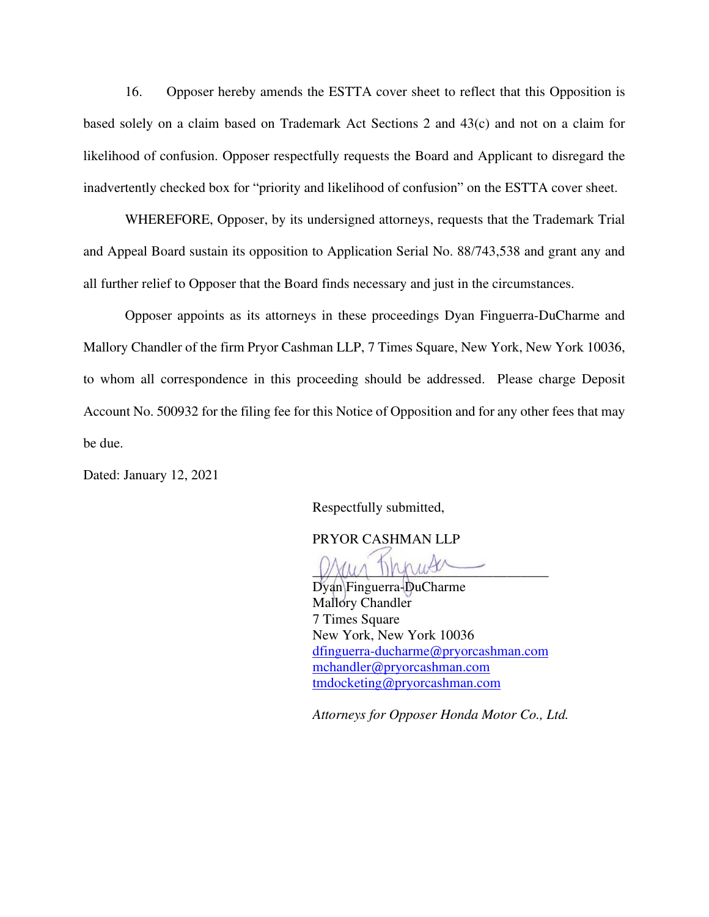16. Opposer hereby amends the ESTTA cover sheet to reflect that this Opposition is based solely on a claim based on Trademark Act Sections 2 and 43(c) and not on a claim for likelihood of confusion. Opposer respectfully requests the Board and Applicant to disregard the inadvertently checked box for "priority and likelihood of confusion" on the ESTTA cover sheet.

WHEREFORE, Opposer, by its undersigned attorneys, requests that the Trademark Trial and Appeal Board sustain its opposition to Application Serial No. 88/743,538 and grant any and all further relief to Opposer that the Board finds necessary and just in the circumstances.

Opposer appoints as its attorneys in these proceedings Dyan Finguerra-DuCharme and Mallory Chandler of the firm Pryor Cashman LLP, 7 Times Square, New York, New York 10036, to whom all correspondence in this proceeding should be addressed. Please charge Deposit Account No. 500932 for the filing fee for this Notice of Opposition and for any other fees that may be due.

Dated: January 12, 2021

Respectfully submitted,

PRYOR CASHMAN LLP

______________________________
Dyan Finguerra-DuCharme
Mallory Chandler
7 Times Square
New York, New York 10036
dfinguerra-ducharme@pryorcashman.com
mchandler@pryorcashman.com
tmdocketing@pryorcashman.com

*Attorneys for Opposer Honda Motor Co., Ltd.*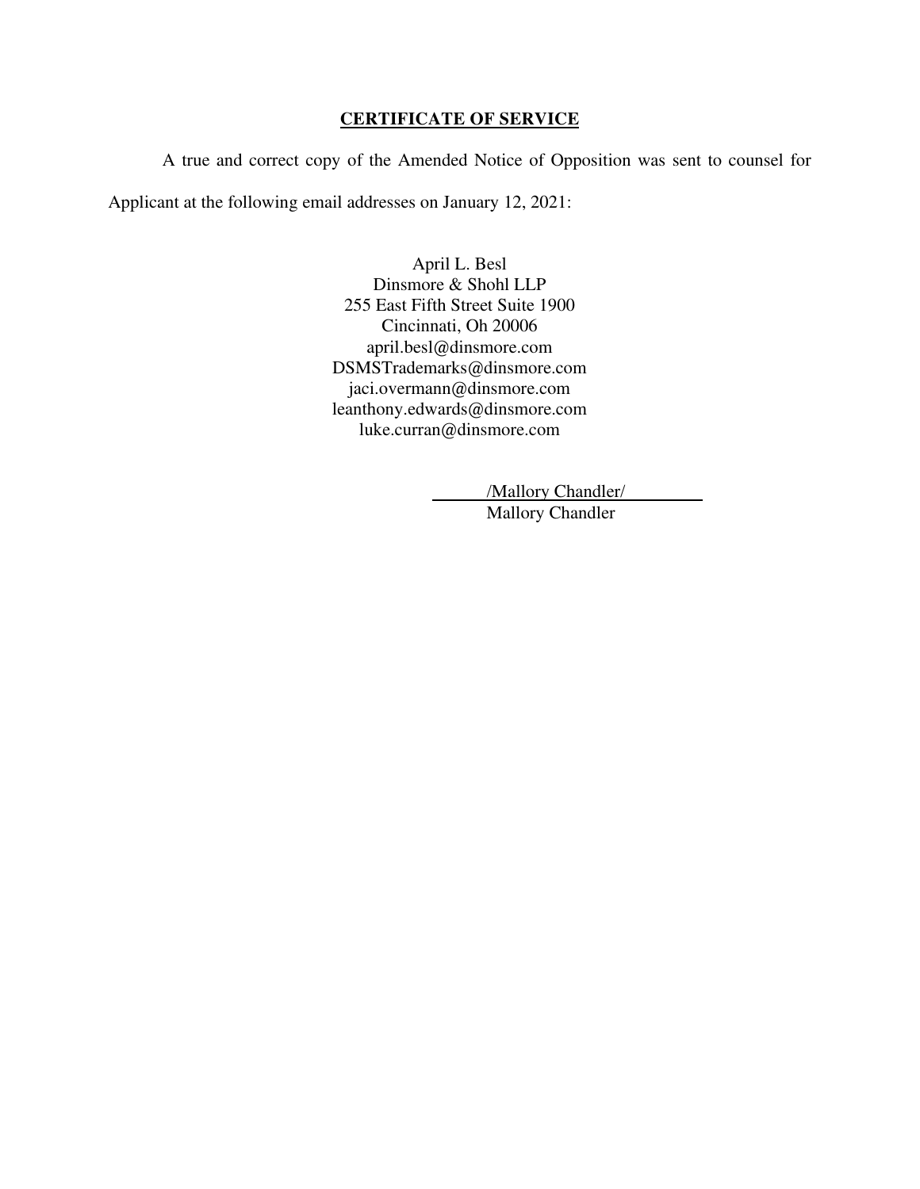## CERTIFICATE OF SERVICE

A true and correct copy of the Amended Notice of Opposition was sent to counsel for Applicant at the following email addresses on January 12, 2021:

April L. Besl
Dinsmore & Shohl LLP
255 East Fifth Street Suite 1900
Cincinnati, Oh 20006
april.besl@dinsmore.com
DSMSTrademarks@dinsmore.com
jaci.overmann@dinsmore.com
leanthony.edwards@dinsmore.com
luke.curran@dinsmore.com

/Mallory Chandler/
Mallory Chandler